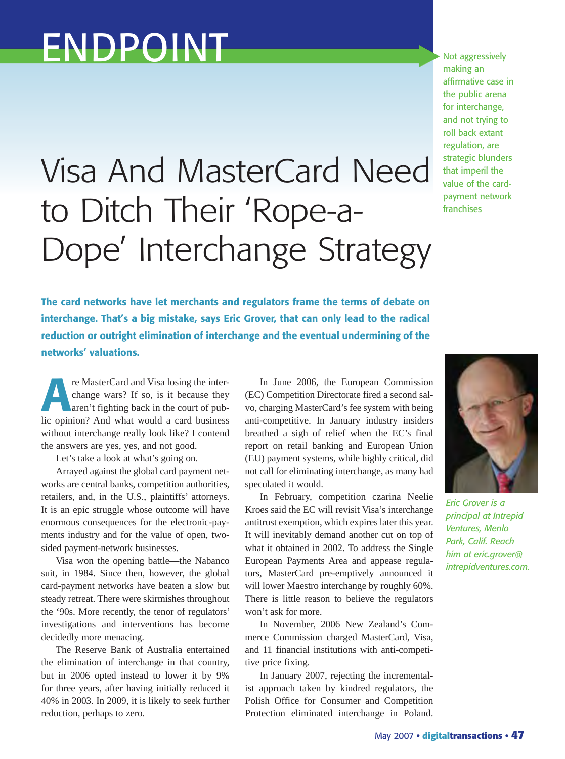# ENDPOINT

# Visa And MasterCard Need to Ditch Their 'Rope-a-Dope' Interchange Strategy

Not aggressively making an affirmative case in the public arena for interchange, and not trying to roll back extant regulation, are strategic blunders that imperil the value of the card-payment network franchises

**The card networks have let merchants and regulators frame the terms of debate on interchange. That's a big mistake, says Eric Grover, that can only lead to the radical reduction or outright elimination of interchange and the eventual undermining of the networks' valuations.**

*Eric Grover is a principal at Intrepid Ventures, Menlo Park, Calif. Reach him at eric.grover@intrepidventures.com.*

Are MasterCard and Visa losing the interchange wars? If so, is it because they aren't fighting back in the court of public opinion? And what would a card business without interchange really look like? I contend the answers are yes, yes, and not good.

Let's take a look at what's going on.

Arrayed against the global card payment networks are central banks, competition authorities, retailers, and, in the U.S., plaintiffs' attorneys. It is an epic struggle whose outcome will have enormous consequences for the electronic-payments industry and for the value of open, two-sided payment-network businesses.

Visa won the opening battle—the Nabanco suit, in 1984. Since then, however, the global card-payment networks have beaten a slow but steady retreat. There were skirmishes throughout the '90s. More recently, the tenor of regulators' investigations and interventions has become decidedly more menacing.

The Reserve Bank of Australia entertained the elimination of interchange in that country, but in 2006 opted instead to lower it by 9% for three years, after having initially reduced it 40% in 2003. In 2009, it is likely to seek further reduction, perhaps to zero.

In June 2006, the European Commission (EC) Competition Directorate fired a second salvo, charging MasterCard's fee system with being anti-competitive. In January industry insiders breathed a sigh of relief when the EC's final report on retail banking and European Union (EU) payment systems, while highly critical, did not call for eliminating interchange, as many had speculated it would.

In February, competition czarina Neelie Kroes said the EC will revisit Visa's interchange antitrust exemption, which expires later this year. It will inevitably demand another cut on top of what it obtained in 2002. To address the Single European Payments Area and appease regulators, MasterCard pre-emptively announced it will lower Maestro interchange by roughly 60%. There is little reason to believe the regulators won't ask for more.

In November, 2006 New Zealand's Commerce Commission charged MasterCard, Visa, and 11 financial institutions with anti-competitive price fixing.

In January 2007, rejecting the incrementalist approach taken by kindred regulators, the Polish Office for Consumer and Competition Protection eliminated interchange in Poland.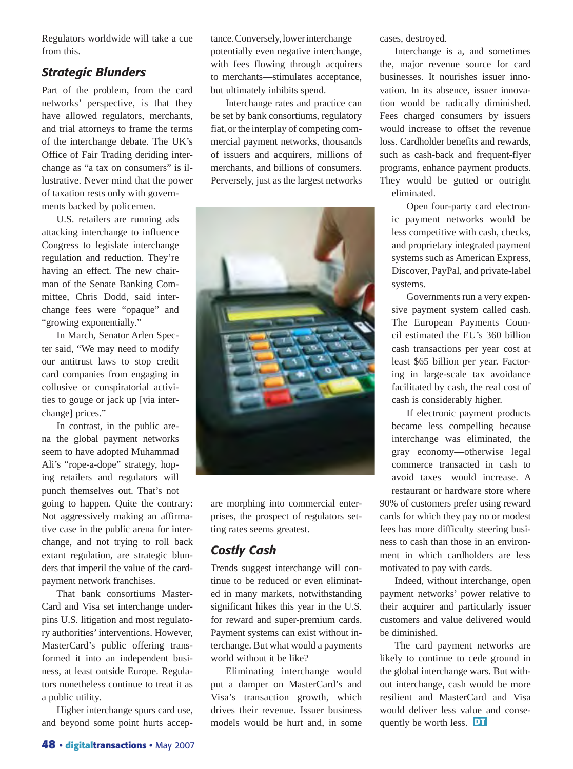Regulators worldwide will take a cue from this.

### *Strategic Blunders*

Part of the problem, from the card networks' perspective, is that they have allowed regulators, merchants, and trial attorneys to frame the terms of the interchange debate. The UK's Office of Fair Trading deriding interchange as "a tax on consumers" is illustrative. Never mind that the power of taxation rests only with governments backed by policemen.

U.S. retailers are running ads attacking interchange to influence Congress to legislate interchange regulation and reduction. They're having an effect. The new chairman of the Senate Banking Committee, Chris Dodd, said interchange fees were "opaque" and "growing exponentially."

In March, Senator Arlen Specter said, "We may need to modify our antitrust laws to stop credit card companies from engaging in collusive or conspiratorial activities to gouge or jack up [via interchange] prices."

In contrast, in the public arena the global payment networks seem to have adopted Muhammad Ali's "rope-a-dope" strategy, hoping retailers and regulators will punch themselves out. That's not going to happen. Quite the contrary: Not aggressively making an affirmative case in the public arena for interchange, and not trying to roll back extant regulation, are strategic blunders that imperil the value of the card-payment network franchises.

That bank consortiums MasterCard and Visa set interchange underpins U.S. litigation and most regulatory authorities' interventions. However, MasterCard's public offering transformed it into an independent business, at least outside Europe. Regulators nonetheless continue to treat it as a public utility.

Higher interchange spurs card use, and beyond some point hurts acceptance. Conversely, lower interchange—potentially even negative interchange, with fees flowing through acquirers to merchants—stimulates acceptance, but ultimately inhibits spend.

Interchange rates and practice can be set by bank consortiums, regulatory fiat, or the interplay of competing commercial payment networks, thousands of issuers and acquirers, millions of merchants, and billions of consumers. Perversely, just as the largest networks are morphing into commercial enterprises, the prospect of regulators setting rates seems greatest.

### *Costly Cash*

Trends suggest interchange will continue to be reduced or even eliminated in many markets, notwithstanding significant hikes this year in the U.S. for reward and super-premium cards. Payment systems can exist without interchange. But what would a payments world without it be like?

Eliminating interchange would put a damper on MasterCard's and Visa's transaction growth, which drives their revenue. Issuer business models would be hurt and, in some cases, destroyed.

Interchange is a, and sometimes the, major revenue source for card businesses. It nourishes issuer innovation. In its absence, issuer innovation would be radically diminished. Fees charged consumers by issuers would increase to offset the revenue loss. Cardholder benefits and rewards, such as cash-back and frequent-flyer programs, enhance payment products. They would be gutted or outright eliminated.

Open four-party card electronic payment networks would be less competitive with cash, checks, and proprietary integrated payment systems such as American Express, Discover, PayPal, and private-label systems.

Governments run a very expensive payment system called cash. The European Payments Council estimated the EU's 360 billion cash transactions per year cost at least $65 billion per year. Factoring in large-scale tax avoidance facilitated by cash, the real cost of cash is considerably higher.

If electronic payment products became less compelling because interchange was eliminated, the gray economy—otherwise legal commerce transacted in cash to avoid taxes—would increase. A restaurant or hardware store where 90% of customers prefer using reward cards for which they pay no or modest fees has more difficulty steering business to cash than those in an environment in which cardholders are less motivated to pay with cards.

Indeed, without interchange, open payment networks' power relative to their acquirer and particularly issuer customers and value delivered would be diminished.

The card payment networks are likely to continue to cede ground in the global interchange wars. But without interchange, cash would be more resilient and MasterCard and Visa would deliver less value and consequently be worth less. **DT**